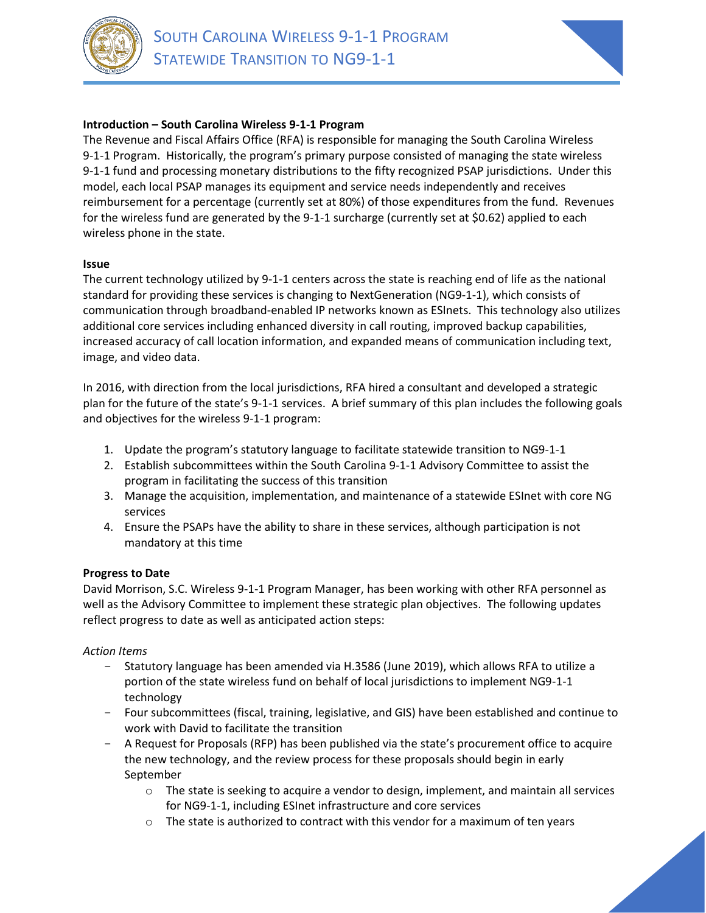# South Carolina Wireless 9-1-1 Program
## Statewide Transition to NG9-1-1

**Introduction – South Carolina Wireless 9-1-1 Program**

The Revenue and Fiscal Affairs Office (RFA) is responsible for managing the South Carolina Wireless 9-1-1 Program. Historically, the program's primary purpose consisted of managing the state wireless 9-1-1 fund and processing monetary distributions to the fifty recognized PSAP jurisdictions. Under this model, each local PSAP manages its equipment and service needs independently and receives reimbursement for a percentage (currently set at 80%) of those expenditures from the fund. Revenues for the wireless fund are generated by the 9-1-1 surcharge (currently set at $0.62) applied to each wireless phone in the state.

**Issue**

The current technology utilized by 9-1-1 centers across the state is reaching end of life as the national standard for providing these services is changing to NextGeneration (NG9-1-1), which consists of communication through broadband-enabled IP networks known as ESInets. This technology also utilizes additional core services including enhanced diversity in call routing, improved backup capabilities, increased accuracy of call location information, and expanded means of communication including text, image, and video data.

In 2016, with direction from the local jurisdictions, RFA hired a consultant and developed a strategic plan for the future of the state's 9-1-1 services. A brief summary of this plan includes the following goals and objectives for the wireless 9-1-1 program:

1. Update the program's statutory language to facilitate statewide transition to NG9-1-1
2. Establish subcommittees within the South Carolina 9-1-1 Advisory Committee to assist the program in facilitating the success of this transition
3. Manage the acquisition, implementation, and maintenance of a statewide ESInet with core NG services
4. Ensure the PSAPs have the ability to share in these services, although participation is not mandatory at this time

**Progress to Date**

David Morrison, S.C. Wireless 9-1-1 Program Manager, has been working with other RFA personnel as well as the Advisory Committee to implement these strategic plan objectives. The following updates reflect progress to date as well as anticipated action steps:

*Action Items*

- Statutory language has been amended via H.3586 (June 2019), which allows RFA to utilize a portion of the state wireless fund on behalf of local jurisdictions to implement NG9-1-1 technology
- Four subcommittees (fiscal, training, legislative, and GIS) have been established and continue to work with David to facilitate the transition
- A Request for Proposals (RFP) has been published via the state's procurement office to acquire the new technology, and the review process for these proposals should begin in early September
  - The state is seeking to acquire a vendor to design, implement, and maintain all services for NG9-1-1, including ESInet infrastructure and core services
  - The state is authorized to contract with this vendor for a maximum of ten years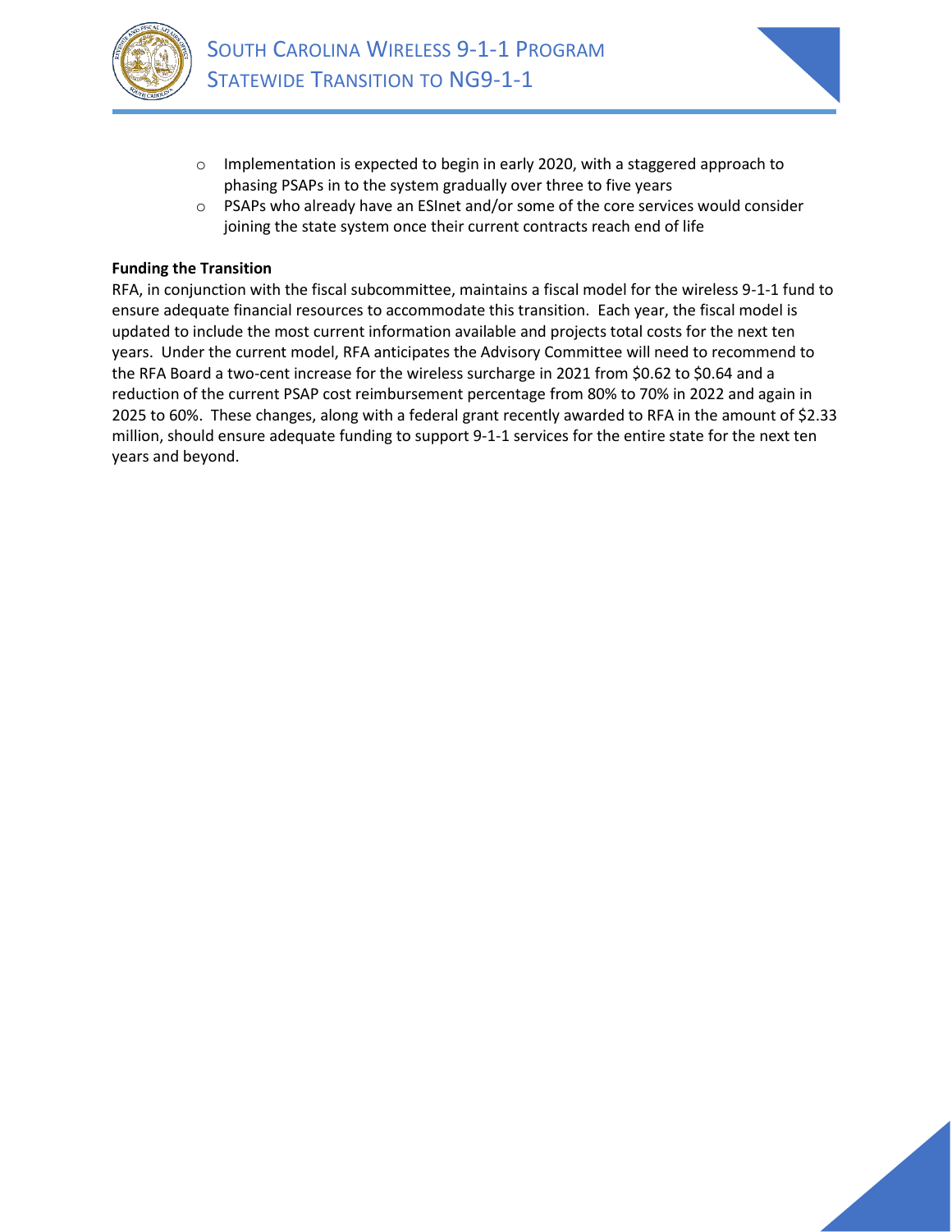- Implementation is expected to begin in early 2020, with a staggered approach to phasing PSAPs in to the system gradually over three to five years
- PSAPs who already have an ESInet and/or some of the core services would consider joining the state system once their current contracts reach end of life

**Funding the Transition**

RFA, in conjunction with the fiscal subcommittee, maintains a fiscal model for the wireless 9-1-1 fund to ensure adequate financial resources to accommodate this transition. Each year, the fiscal model is updated to include the most current information available and projects total costs for the next ten years. Under the current model, RFA anticipates the Advisory Committee will need to recommend to the RFA Board a two-cent increase for the wireless surcharge in 2021 from $0.62 to $0.64 and a reduction of the current PSAP cost reimbursement percentage from 80% to 70% in 2022 and again in 2025 to 60%. These changes, along with a federal grant recently awarded to RFA in the amount of $2.33 million, should ensure adequate funding to support 9-1-1 services for the entire state for the next ten years and beyond.